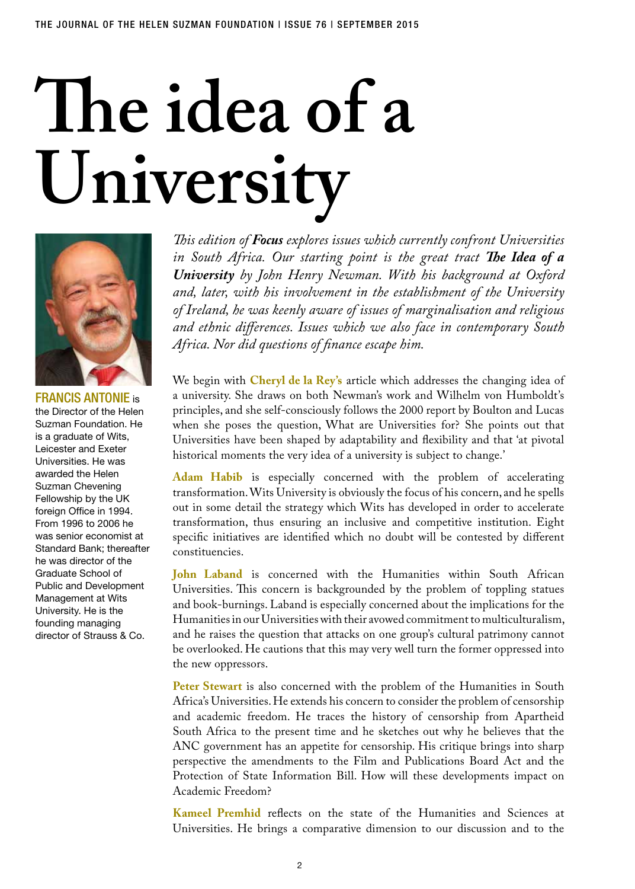# The idea of a University

**FRANCIS ANTONIE** is the Director of the Helen Suzman Foundation. He is a graduate of Wits, Leicester and Exeter Universities. He was awarded the Helen Suzman Chevening Fellowship by the UK foreign Office in 1994. From 1996 to 2006 he was senior economist at Standard Bank; thereafter he was director of the Graduate School of Public and Development Management at Wits University. He is the founding managing director of Strauss & Co.

*This edition of **Focus** explores issues which currently confront Universities in South Africa. Our starting point is the great tract **The Idea of a University** by John Henry Newman. With his background at Oxford and, later, with his involvement in the establishment of the University of Ireland, he was keenly aware of issues of marginalisation and religious and ethnic differences. Issues which we also face in contemporary South Africa. Nor did questions of finance escape him.*

We begin with **Cheryl de la Rey's** article which addresses the changing idea of a university. She draws on both Newman's work and Wilhelm von Humboldt's principles, and she self-consciously follows the 2000 report by Boulton and Lucas when she poses the question, What are Universities for? She points out that Universities have been shaped by adaptability and flexibility and that 'at pivotal historical moments the very idea of a university is subject to change.'

**Adam Habib** is especially concerned with the problem of accelerating transformation. Wits University is obviously the focus of his concern, and he spells out in some detail the strategy which Wits has developed in order to accelerate transformation, thus ensuring an inclusive and competitive institution. Eight specific initiatives are identified which no doubt will be contested by different constituencies.

**John Laband** is concerned with the Humanities within South African Universities. This concern is backgrounded by the problem of toppling statues and book-burnings. Laband is especially concerned about the implications for the Humanities in our Universities with their avowed commitment to multiculturalism, and he raises the question that attacks on one group's cultural patrimony cannot be overlooked. He cautions that this may very well turn the former oppressed into the new oppressors.

**Peter Stewart** is also concerned with the problem of the Humanities in South Africa's Universities. He extends his concern to consider the problem of censorship and academic freedom. He traces the history of censorship from Apartheid South Africa to the present time and he sketches out why he believes that the ANC government has an appetite for censorship. His critique brings into sharp perspective the amendments to the Film and Publications Board Act and the Protection of State Information Bill. How will these developments impact on Academic Freedom?

**Kameel Premhid** reflects on the state of the Humanities and Sciences at Universities. He brings a comparative dimension to our discussion and to the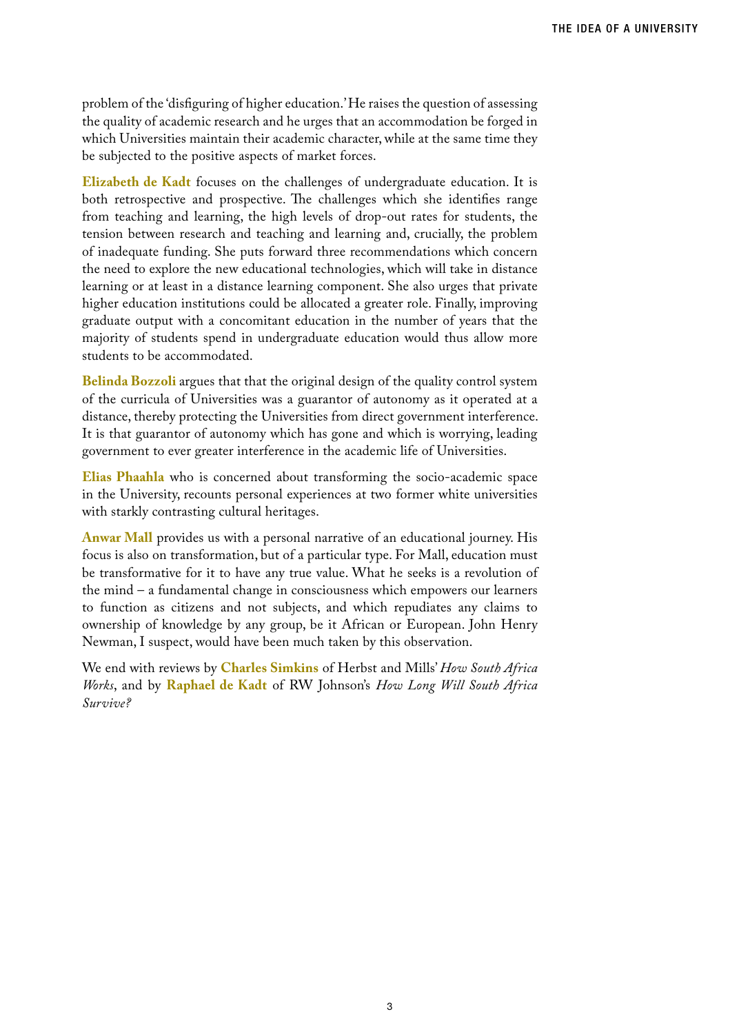problem of the 'disfiguring of higher education.' He raises the question of assessing the quality of academic research and he urges that an accommodation be forged in which Universities maintain their academic character, while at the same time they be subjected to the positive aspects of market forces.

**Elizabeth de Kadt** focuses on the challenges of undergraduate education. It is both retrospective and prospective. The challenges which she identifies range from teaching and learning, the high levels of drop-out rates for students, the tension between research and teaching and learning and, crucially, the problem of inadequate funding. She puts forward three recommendations which concern the need to explore the new educational technologies, which will take in distance learning or at least in a distance learning component. She also urges that private higher education institutions could be allocated a greater role. Finally, improving graduate output with a concomitant education in the number of years that the majority of students spend in undergraduate education would thus allow more students to be accommodated.

**Belinda Bozzoli** argues that that the original design of the quality control system of the curricula of Universities was a guarantor of autonomy as it operated at a distance, thereby protecting the Universities from direct government interference. It is that guarantor of autonomy which has gone and which is worrying, leading government to ever greater interference in the academic life of Universities.

**Elias Phaahla** who is concerned about transforming the socio-academic space in the University, recounts personal experiences at two former white universities with starkly contrasting cultural heritages.

**Anwar Mall** provides us with a personal narrative of an educational journey. His focus is also on transformation, but of a particular type. For Mall, education must be transformative for it to have any true value. What he seeks is a revolution of the mind – a fundamental change in consciousness which empowers our learners to function as citizens and not subjects, and which repudiates any claims to ownership of knowledge by any group, be it African or European. John Henry Newman, I suspect, would have been much taken by this observation.

We end with reviews by **Charles Simkins** of Herbst and Mills' *How South Africa Works*, and by **Raphael de Kadt** of RW Johnson's *How Long Will South Africa Survive?*